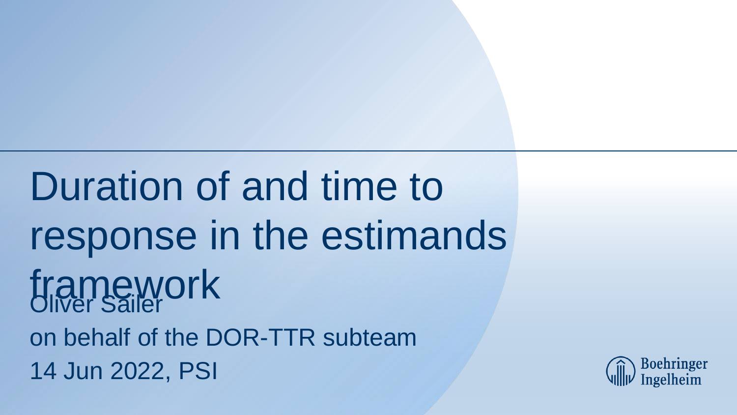# Duration of and time to response in the estimands framework

Oliver Sailer

on behalf of the DOR-TTR subteam

14 Jun 2022, PSI

Boehringer Ingelheim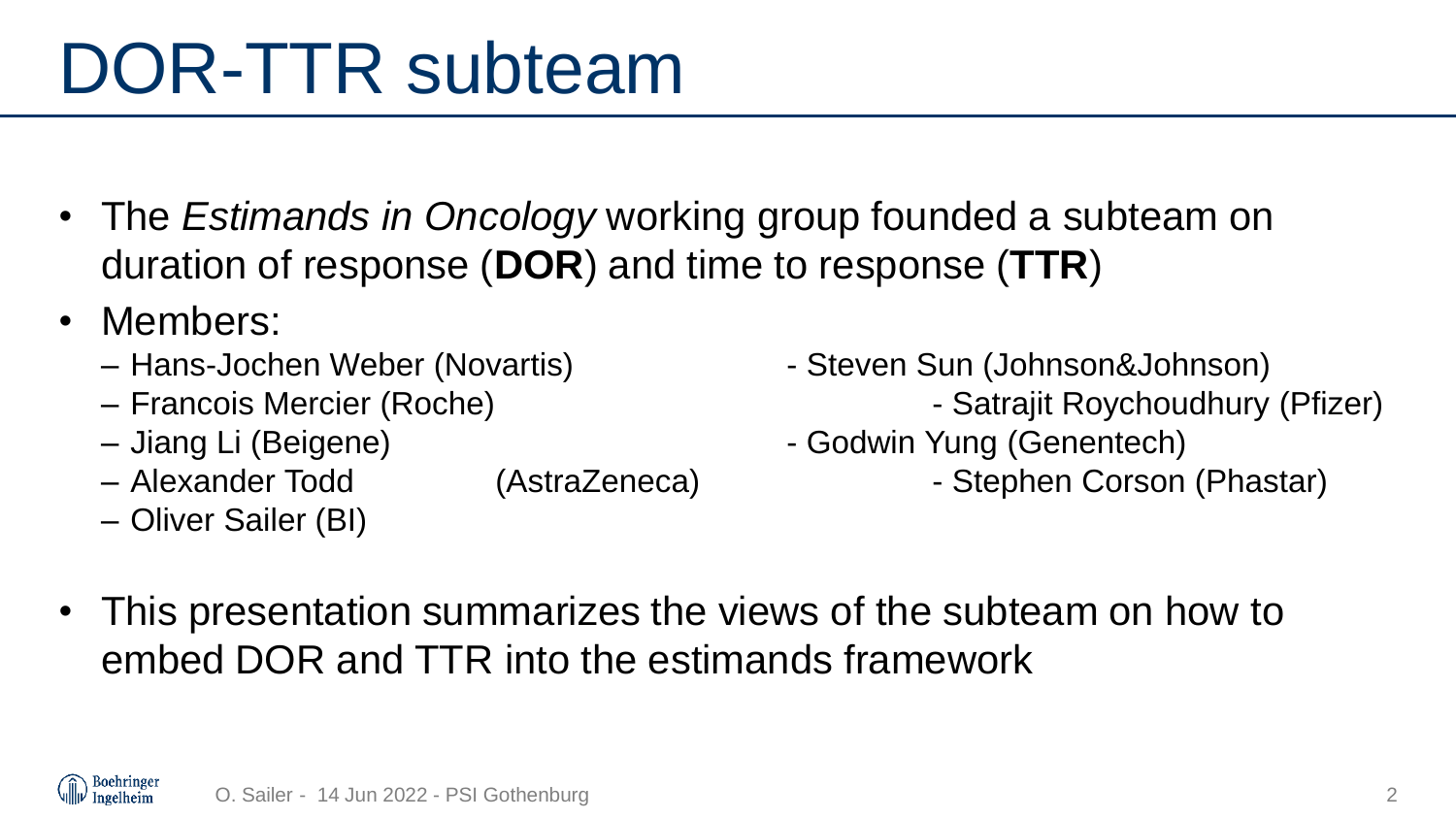# DOR-TTR subteam

- The *Estimands in Oncology* working group founded a subteam on duration of response (**DOR**) and time to response (**TTR**)
- Members:
  - Hans-Jochen Weber (Novartis)
  - Francois Mercier (Roche)
  - Jiang Li (Beigene)
  - Alexander Todd (AstraZeneca)
  - Oliver Sailer (BI)
  - Steven Sun (Johnson&Johnson)
  - Satrajit Roychoudhury (Pfizer)
  - Godwin Yung (Genentech)
  - Stephen Corson (Phastar)
- This presentation summarizes the views of the subteam on how to embed DOR and TTR into the estimands framework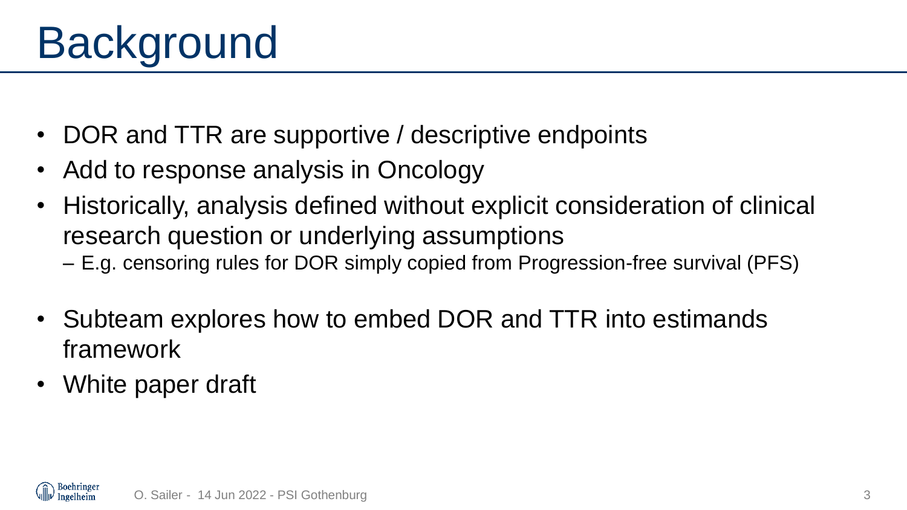# Background

- DOR and TTR are supportive / descriptive endpoints
- Add to response analysis in Oncology
- Historically, analysis defined without explicit consideration of clinical research question or underlying assumptions
  - E.g. censoring rules for DOR simply copied from Progression-free survival (PFS)
- Subteam explores how to embed DOR and TTR into estimands framework
- White paper draft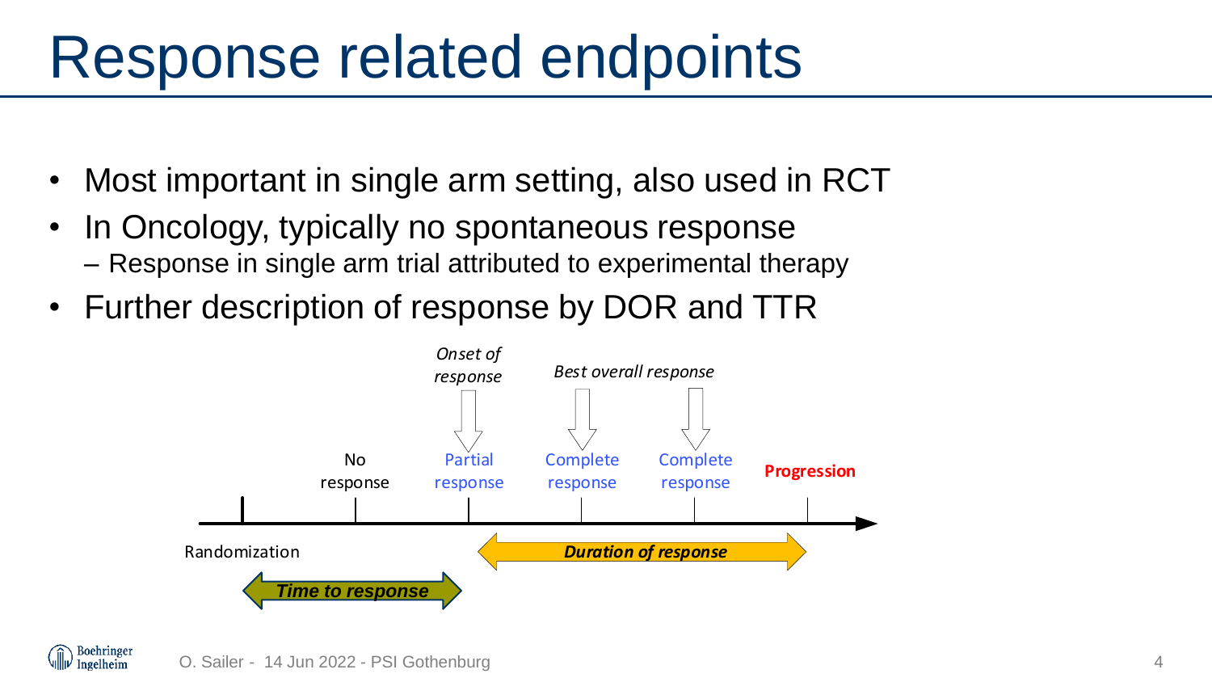# Response related endpoints

- Most important in single arm setting, also used in RCT
- In Oncology, typically no spontaneous response
  - Response in single arm trial attributed to experimental therapy
- Further description of response by DOR and TTR

*Onset of response* — *Best overall response*

Randomization — No response — Partial response — Complete response — Complete response — **Progression**

***Time to response*** — ***Duration of response***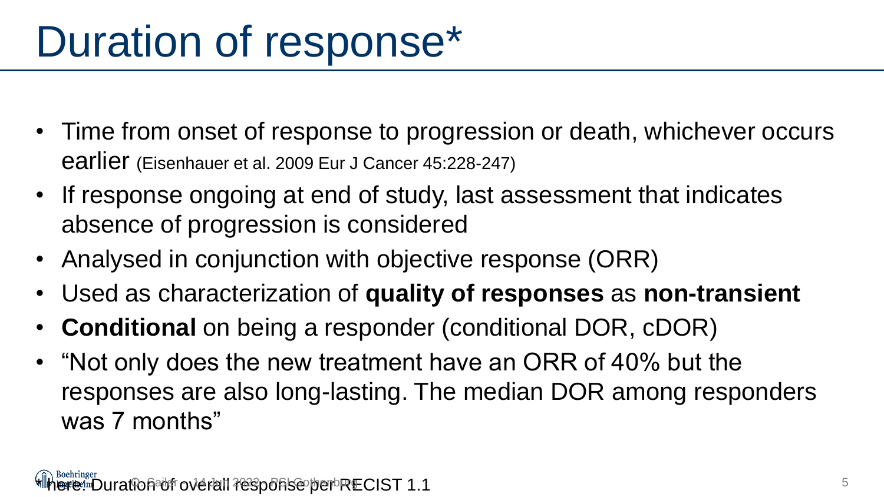# Duration of response*

- Time from onset of response to progression or death, whichever occurs earlier (Eisenhauer et al. 2009 Eur J Cancer 45:228-247)
- If response ongoing at end of study, last assessment that indicates absence of progression is considered
- Analysed in conjunction with objective response (ORR)
- Used as characterization of **quality of responses** as **non-transient**
- **Conditional** on being a responder (conditional DOR, cDOR)
- "Not only does the new treatment have an ORR of 40% but the responses are also long-lasting. The median DOR among responders was 7 months"

*here: Duration of overall response per RECIST 1.1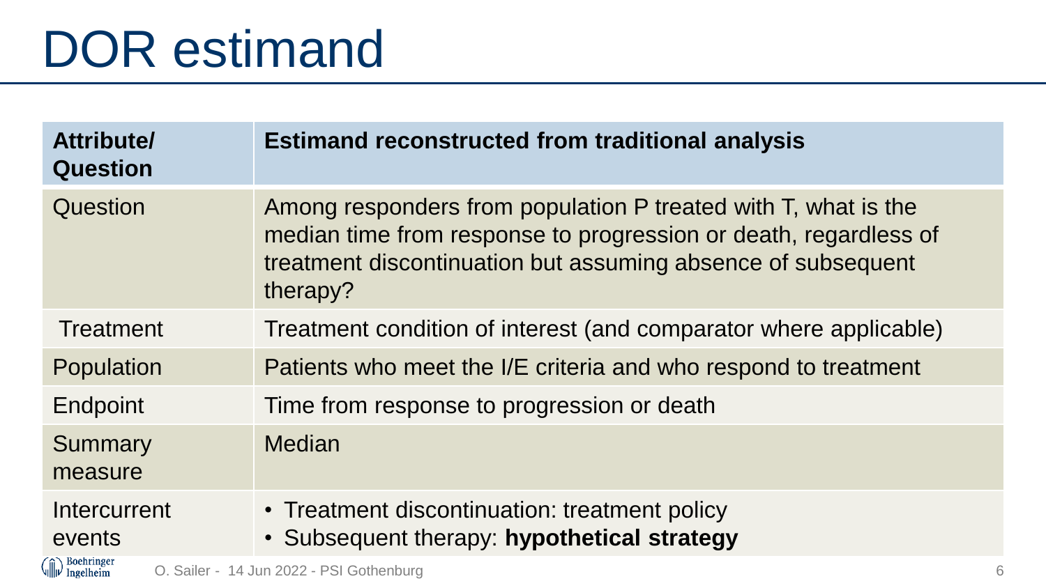# DOR estimand

| Attribute/ Question | Estimand reconstructed from traditional analysis |
| --- | --- |
| Question | Among responders from population P treated with T, what is the median time from response to progression or death, regardless of treatment discontinuation but assuming absence of subsequent therapy? |
| Treatment | Treatment condition of interest (and comparator where applicable) |
| Population | Patients who meet the I/E criteria and who respond to treatment |
| Endpoint | Time from response to progression or death |
| Summary measure | Median |
| Intercurrent events | • Treatment discontinuation: treatment policy<br>• Subsequent therapy: **hypothetical strategy** |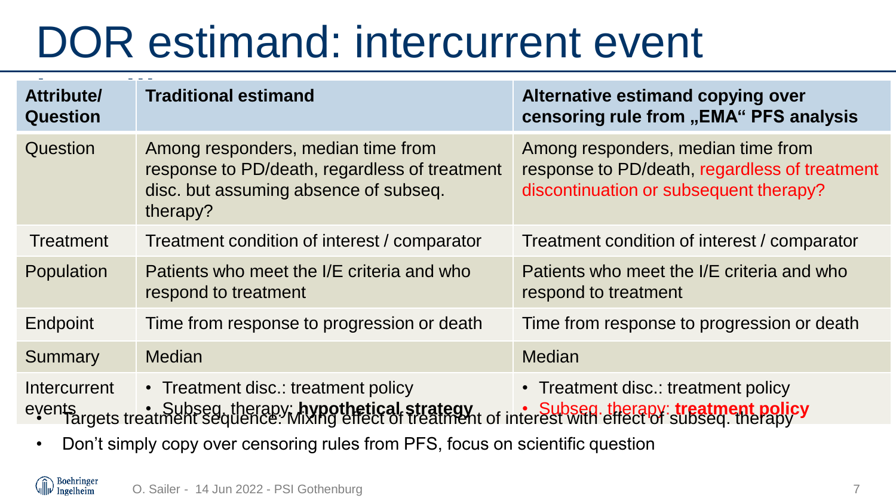# DOR estimand: intercurrent event

| Attribute/ Question | Traditional estimand | Alternative estimand copying over censoring rule from „EMA“ PFS analysis |
|---|---|---|
| Question | Among responders, median time from response to PD/death, regardless of treatment disc. but assuming absence of subseq. therapy? | Among responders, median time from response to PD/death, regardless of treatment discontinuation or subsequent therapy? |
| Treatment | Treatment condition of interest / comparator | Treatment condition of interest / comparator |
| Population | Patients who meet the I/E criteria and who respond to treatment | Patients who meet the I/E criteria and who respond to treatment |
| Endpoint | Time from response to progression or death | Time from response to progression or death |
| Summary | Median | Median |
| Intercurrent events | • Treatment disc.: treatment policy<br>• Subseq. therapy: **hypothetical strategy** | • Treatment disc.: treatment policy<br>• Subseq. therapy: **treatment policy** |

- Targets treatment sequence: Mixing effect of treatment of interest with effect of subseq. therapy
- Don't simply copy over censoring rules from PFS, focus on scientific question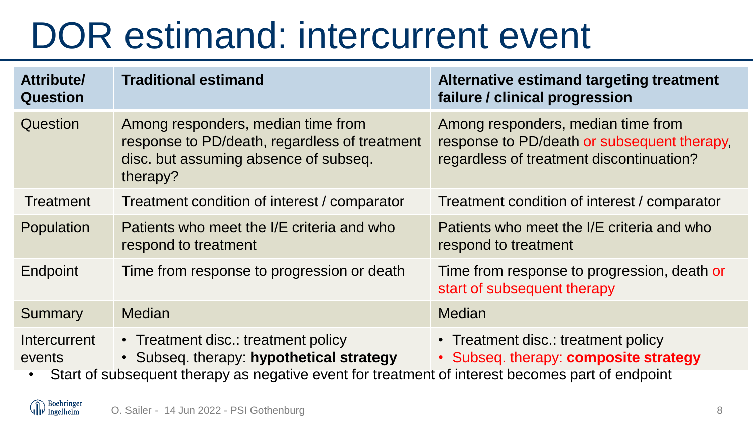# DOR estimand: intercurrent event

| Attribute/ Question | Traditional estimand | Alternative estimand targeting treatment failure / clinical progression |
|---|---|---|
| Question | Among responders, median time from response to PD/death, regardless of treatment disc. but assuming absence of subseq. therapy? | Among responders, median time from response to PD/death or subsequent therapy, regardless of treatment discontinuation? |
| Treatment | Treatment condition of interest / comparator | Treatment condition of interest / comparator |
| Population | Patients who meet the I/E criteria and who respond to treatment | Patients who meet the I/E criteria and who respond to treatment |
| Endpoint | Time from response to progression or death | Time from response to progression, death or start of subsequent therapy |
| Summary | Median | Median |
| Intercurrent events | • Treatment disc.: treatment policy<br>• Subseq. therapy: **hypothetical strategy** | • Treatment disc.: treatment policy<br>• Subseq. therapy: **composite strategy** |

- Start of subsequent therapy as negative event for treatment of interest becomes part of endpoint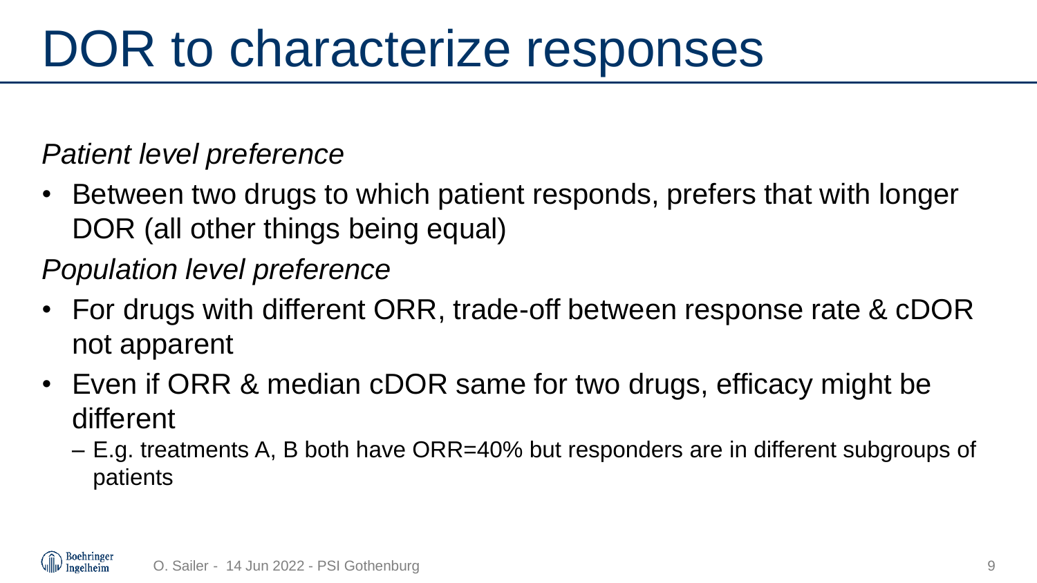# DOR to characterize responses

*Patient level preference*

- Between two drugs to which patient responds, prefers that with longer DOR (all other things being equal)

*Population level preference*

- For drugs with different ORR, trade-off between response rate & cDOR not apparent
- Even if ORR & median cDOR same for two drugs, efficacy might be different
  - E.g. treatments A, B both have ORR=40% but responders are in different subgroups of patients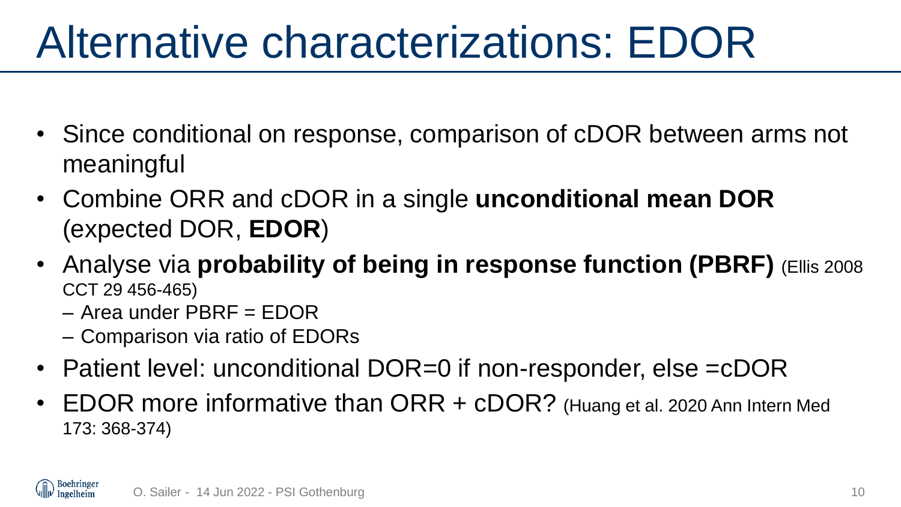# Alternative characterizations: EDOR

- Since conditional on response, comparison of cDOR between arms not meaningful
- Combine ORR and cDOR in a single **unconditional mean DOR** (expected DOR, **EDOR**)
- Analyse via **probability of being in response function (PBRF)** (Ellis 2008 CCT 29 456-465)
  - Area under PBRF = EDOR
  - Comparison via ratio of EDORs
- Patient level: unconditional DOR=0 if non-responder, else =cDOR
- EDOR more informative than ORR + cDOR? (Huang et al. 2020 Ann Intern Med 173: 368-374)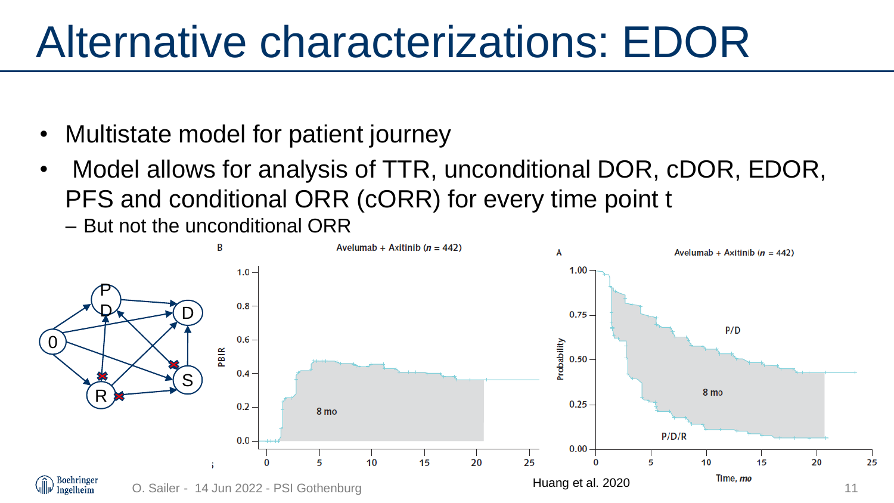# Alternative characterizations: EDOR

- Multistate model for patient journey
- Model allows for analysis of TTR, unconditional DOR, cDOR, EDOR, PFS and conditional ORR (cORR) for every time point t
  - But not the unconditional ORR

Huang et al. 2020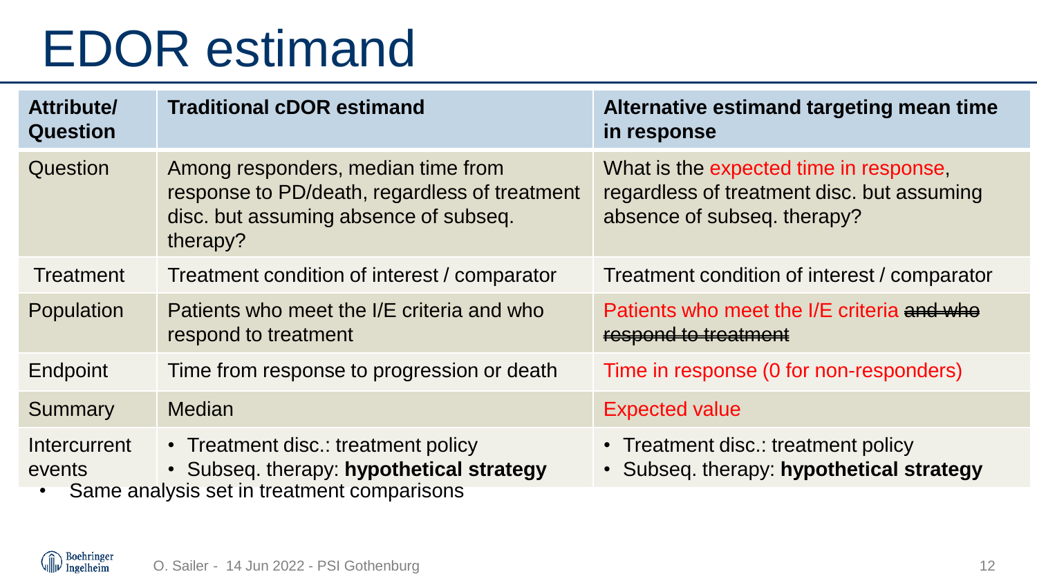# EDOR estimand

| Attribute/ Question | Traditional cDOR estimand | Alternative estimand targeting mean time in response |
|---|---|---|
| Question | Among responders, median time from response to PD/death, regardless of treatment disc. but assuming absence of subseq. therapy? | What is the expected time in response, regardless of treatment disc. but assuming absence of subseq. therapy? |
| Treatment | Treatment condition of interest / comparator | Treatment condition of interest / comparator |
| Population | Patients who meet the I/E criteria and who respond to treatment | Patients who meet the I/E criteria ~~and who respond to treatment~~ |
| Endpoint | Time from response to progression or death | Time in response (0 for non-responders) |
| Summary | Median | Expected value |
| Intercurrent events | • Treatment disc.: treatment policy<br>• Subseq. therapy: **hypothetical strategy** | • Treatment disc.: treatment policy<br>• Subseq. therapy: **hypothetical strategy** |

- Same analysis set in treatment comparisons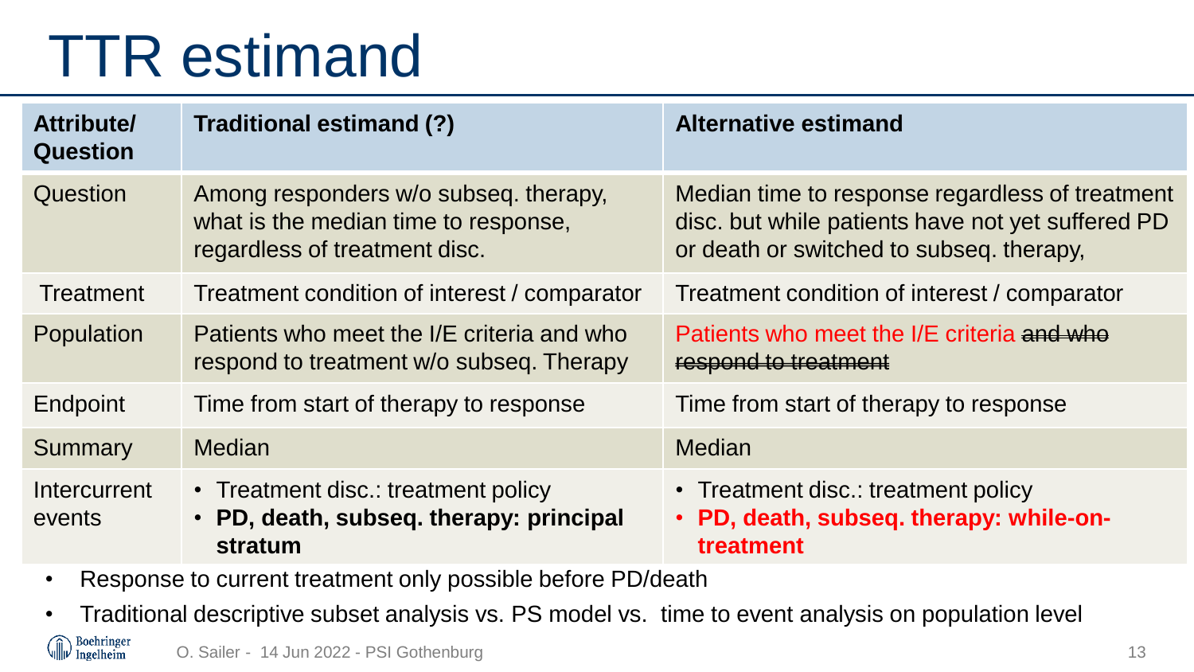# TTR estimand

| Attribute/ Question | Traditional estimand (?) | Alternative estimand |
|---|---|---|
| Question | Among responders w/o subseq. therapy, what is the median time to response, regardless of treatment disc. | Median time to response regardless of treatment disc. but while patients have not yet suffered PD or death or switched to subseq. therapy, |
| Treatment | Treatment condition of interest / comparator | Treatment condition of interest / comparator |
| Population | Patients who meet the I/E criteria and who respond to treatment w/o subseq. Therapy | Patients who meet the I/E criteria ~~and who respond to treatment~~ |
| Endpoint | Time from start of therapy to response | Time from start of therapy to response |
| Summary | Median | Median |
| Intercurrent events | • Treatment disc.: treatment policy<br>• **PD, death, subseq. therapy: principal stratum** | • Treatment disc.: treatment policy<br>• **PD, death, subseq. therapy: while-on-treatment** |

- Response to current treatment only possible before PD/death
- Traditional descriptive subset analysis vs. PS model vs. time to event analysis on population level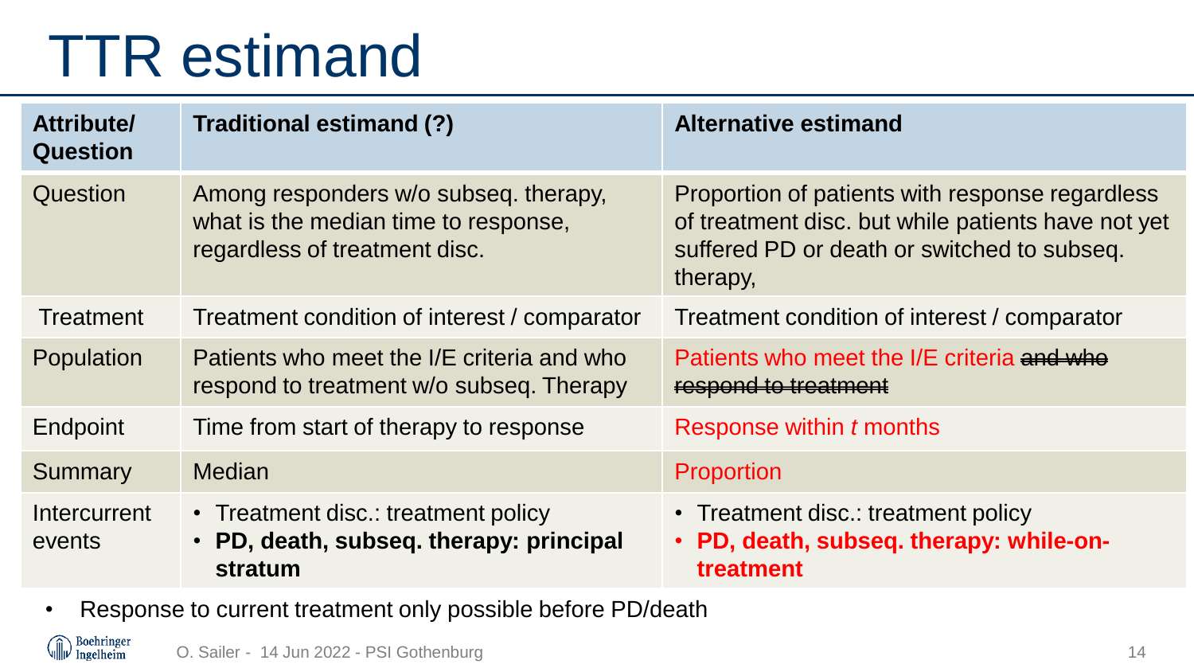# TTR estimand

| Attribute/ Question | Traditional estimand (?) | Alternative estimand |
|---|---|---|
| Question | Among responders w/o subseq. therapy, what is the median time to response, regardless of treatment disc. | Proportion of patients with response regardless of treatment disc. but while patients have not yet suffered PD or death or switched to subseq. therapy, |
| Treatment | Treatment condition of interest / comparator | Treatment condition of interest / comparator |
| Population | Patients who meet the I/E criteria and who respond to treatment w/o subseq. Therapy | Patients who meet the I/E criteria ~~and who respond to treatment~~ |
| Endpoint | Time from start of therapy to response | Response within *t* months |
| Summary | Median | Proportion |
| Intercurrent events | • Treatment disc.: treatment policy<br>• **PD, death, subseq. therapy: principal stratum** | • Treatment disc.: treatment policy<br>• **PD, death, subseq. therapy: while-on-treatment** |

- Response to current treatment only possible before PD/death

O. Sailer - 14 Jun 2022 - PSI Gothenburg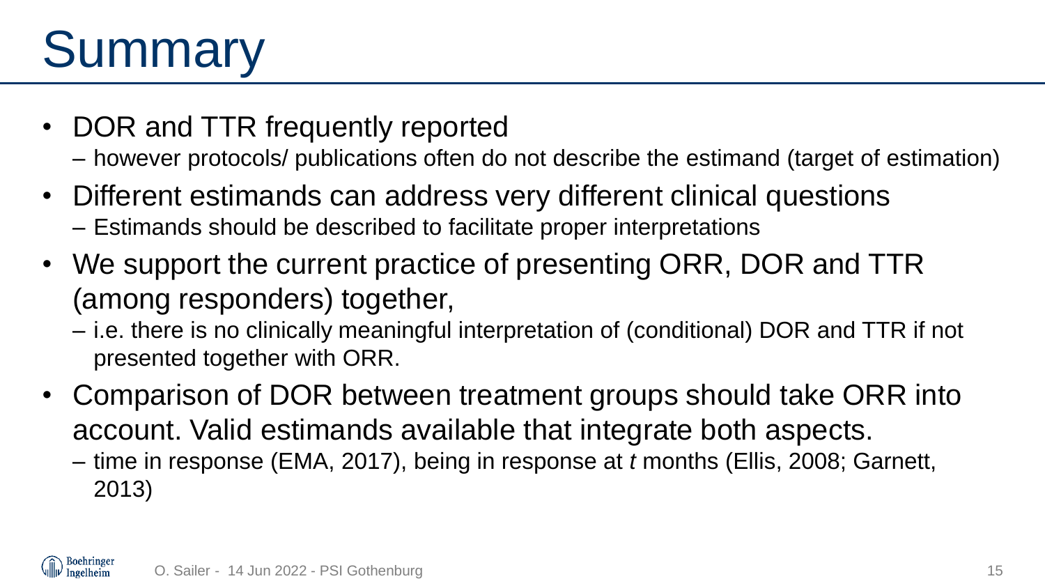# Summary

- DOR and TTR frequently reported
  - however protocols/ publications often do not describe the estimand (target of estimation)
- Different estimands can address very different clinical questions
  - Estimands should be described to facilitate proper interpretations
- We support the current practice of presenting ORR, DOR and TTR (among responders) together,
  - i.e. there is no clinically meaningful interpretation of (conditional) DOR and TTR if not presented together with ORR.
- Comparison of DOR between treatment groups should take ORR into account. Valid estimands available that integrate both aspects.
  - time in response (EMA, 2017), being in response at *t* months (Ellis, 2008; Garnett, 2013)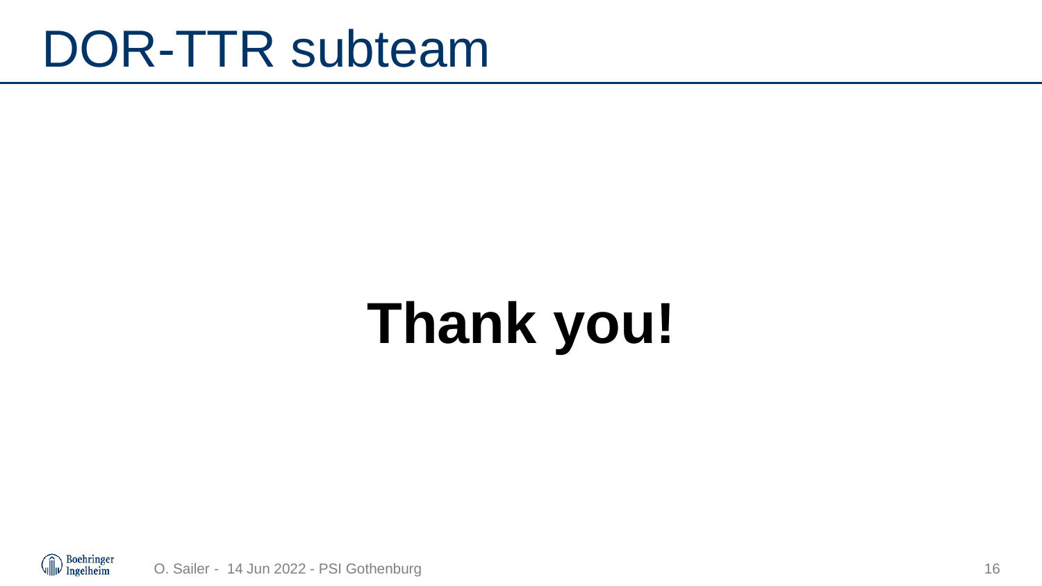# DOR-TTR subteam

**Thank you!**